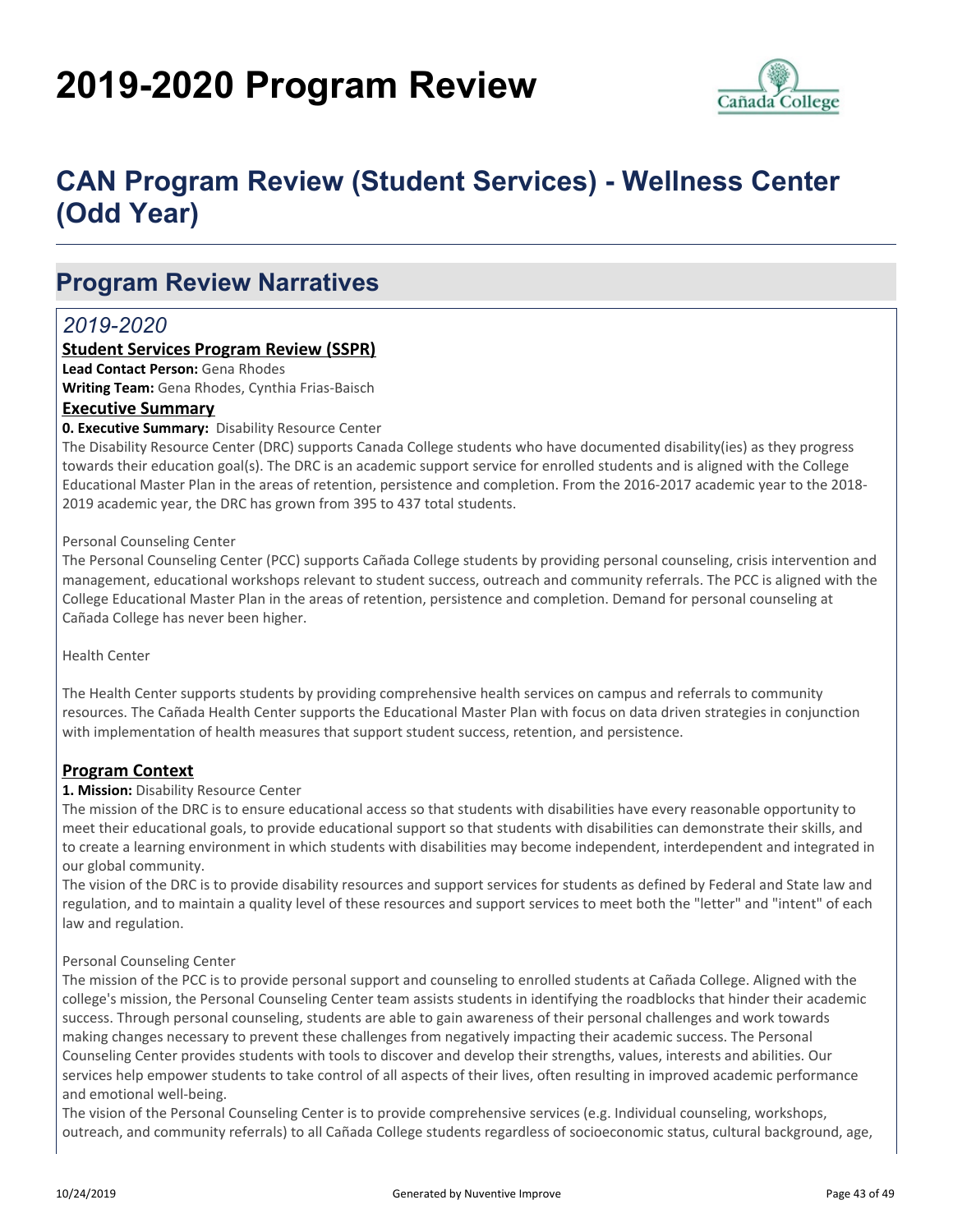# 2019-2020 Program Review

## CAN Program Review (Student Services) - Wellness Center (Odd Year)

## Program Review Narratives

### *2019-2020*

**Student Services Program Review (SSPR)**

**Lead Contact Person:** Gena Rhodes

**Writing Team:** Gena Rhodes, Cynthia Frias-Baisch

**Executive Summary**

**0. Executive Summary:** Disability Resource Center

The Disability Resource Center (DRC) supports Canada College students who have documented disability(ies) as they progress towards their education goal(s). The DRC is an academic support service for enrolled students and is aligned with the College Educational Master Plan in the areas of retention, persistence and completion. From the 2016-2017 academic year to the 2018-2019 academic year, the DRC has grown from 395 to 437 total students.

Personal Counseling Center

The Personal Counseling Center (PCC) supports Cañada College students by providing personal counseling, crisis intervention and management, educational workshops relevant to student success, outreach and community referrals. The PCC is aligned with the College Educational Master Plan in the areas of retention, persistence and completion. Demand for personal counseling at Cañada College has never been higher.

Health Center

The Health Center supports students by providing comprehensive health services on campus and referrals to community resources. The Cañada Health Center supports the Educational Master Plan with focus on data driven strategies in conjunction with implementation of health measures that support student success, retention, and persistence.

**Program Context**

**1. Mission:** Disability Resource Center

The mission of the DRC is to ensure educational access so that students with disabilities have every reasonable opportunity to meet their educational goals, to provide educational support so that students with disabilities can demonstrate their skills, and to create a learning environment in which students with disabilities may become independent, interdependent and integrated in our global community.

The vision of the DRC is to provide disability resources and support services for students as defined by Federal and State law and regulation, and to maintain a quality level of these resources and support services to meet both the "letter" and "intent" of each law and regulation.

Personal Counseling Center

The mission of the PCC is to provide personal support and counseling to enrolled students at Cañada College. Aligned with the college's mission, the Personal Counseling Center team assists students in identifying the roadblocks that hinder their academic success. Through personal counseling, students are able to gain awareness of their personal challenges and work towards making changes necessary to prevent these challenges from negatively impacting their academic success. The Personal Counseling Center provides students with tools to discover and develop their strengths, values, interests and abilities. Our services help empower students to take control of all aspects of their lives, often resulting in improved academic performance and emotional well-being.

The vision of the Personal Counseling Center is to provide comprehensive services (e.g. Individual counseling, workshops, outreach, and community referrals) to all Cañada College students regardless of socioeconomic status, cultural background, age,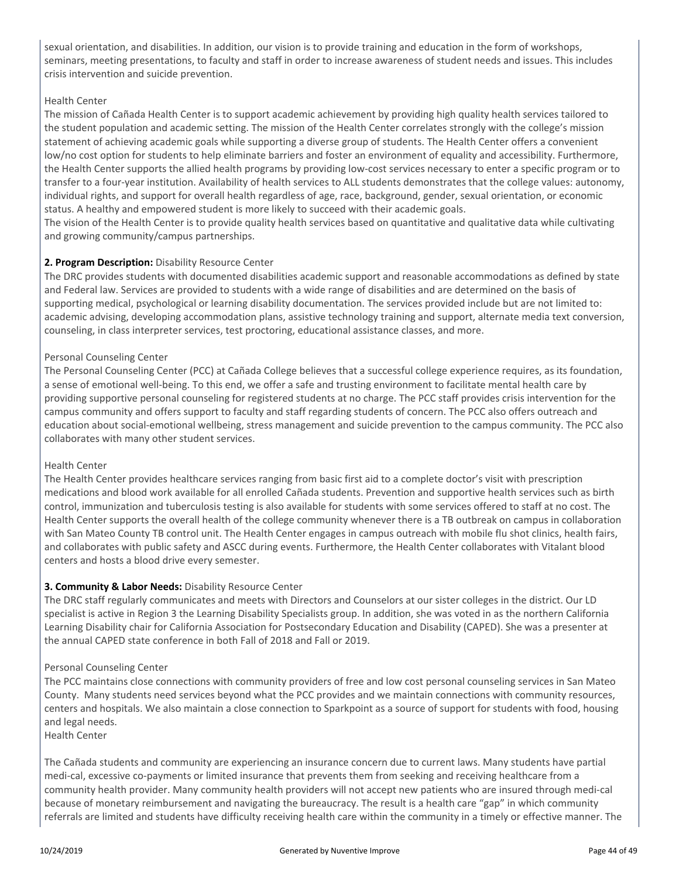sexual orientation, and disabilities. In addition, our vision is to provide training and education in the form of workshops, seminars, meeting presentations, to faculty and staff in order to increase awareness of student needs and issues. This includes crisis intervention and suicide prevention.

Health Center

The mission of Cañada Health Center is to support academic achievement by providing high quality health services tailored to the student population and academic setting. The mission of the Health Center correlates strongly with the college's mission statement of achieving academic goals while supporting a diverse group of students. The Health Center offers a convenient low/no cost option for students to help eliminate barriers and foster an environment of equality and accessibility. Furthermore, the Health Center supports the allied health programs by providing low-cost services necessary to enter a specific program or to transfer to a four-year institution. Availability of health services to ALL students demonstrates that the college values: autonomy, individual rights, and support for overall health regardless of age, race, background, gender, sexual orientation, or economic status. A healthy and empowered student is more likely to succeed with their academic goals.

The vision of the Health Center is to provide quality health services based on quantitative and qualitative data while cultivating and growing community/campus partnerships.

**2. Program Description:** Disability Resource Center

The DRC provides students with documented disabilities academic support and reasonable accommodations as defined by state and Federal law. Services are provided to students with a wide range of disabilities and are determined on the basis of supporting medical, psychological or learning disability documentation. The services provided include but are not limited to: academic advising, developing accommodation plans, assistive technology training and support, alternate media text conversion, counseling, in class interpreter services, test proctoring, educational assistance classes, and more.

Personal Counseling Center

The Personal Counseling Center (PCC) at Cañada College believes that a successful college experience requires, as its foundation, a sense of emotional well-being. To this end, we offer a safe and trusting environment to facilitate mental health care by providing supportive personal counseling for registered students at no charge. The PCC staff provides crisis intervention for the campus community and offers support to faculty and staff regarding students of concern. The PCC also offers outreach and education about social-emotional wellbeing, stress management and suicide prevention to the campus community. The PCC also collaborates with many other student services.

Health Center

The Health Center provides healthcare services ranging from basic first aid to a complete doctor's visit with prescription medications and blood work available for all enrolled Cañada students. Prevention and supportive health services such as birth control, immunization and tuberculosis testing is also available for students with some services offered to staff at no cost. The Health Center supports the overall health of the college community whenever there is a TB outbreak on campus in collaboration with San Mateo County TB control unit. The Health Center engages in campus outreach with mobile flu shot clinics, health fairs, and collaborates with public safety and ASCC during events. Furthermore, the Health Center collaborates with Vitalant blood centers and hosts a blood drive every semester.

**3. Community & Labor Needs:** Disability Resource Center

The DRC staff regularly communicates and meets with Directors and Counselors at our sister colleges in the district. Our LD specialist is active in Region 3 the Learning Disability Specialists group. In addition, she was voted in as the northern California Learning Disability chair for California Association for Postsecondary Education and Disability (CAPED). She was a presenter at the annual CAPED state conference in both Fall of 2018 and Fall or 2019.

Personal Counseling Center

The PCC maintains close connections with community providers of free and low cost personal counseling services in San Mateo County. Many students need services beyond what the PCC provides and we maintain connections with community resources, centers and hospitals. We also maintain a close connection to Sparkpoint as a source of support for students with food, housing and legal needs.

Health Center

The Cañada students and community are experiencing an insurance concern due to current laws. Many students have partial medi-cal, excessive co-payments or limited insurance that prevents them from seeking and receiving healthcare from a community health provider. Many community health providers will not accept new patients who are insured through medi-cal because of monetary reimbursement and navigating the bureaucracy. The result is a health care "gap" in which community referrals are limited and students have difficulty receiving health care within the community in a timely or effective manner. The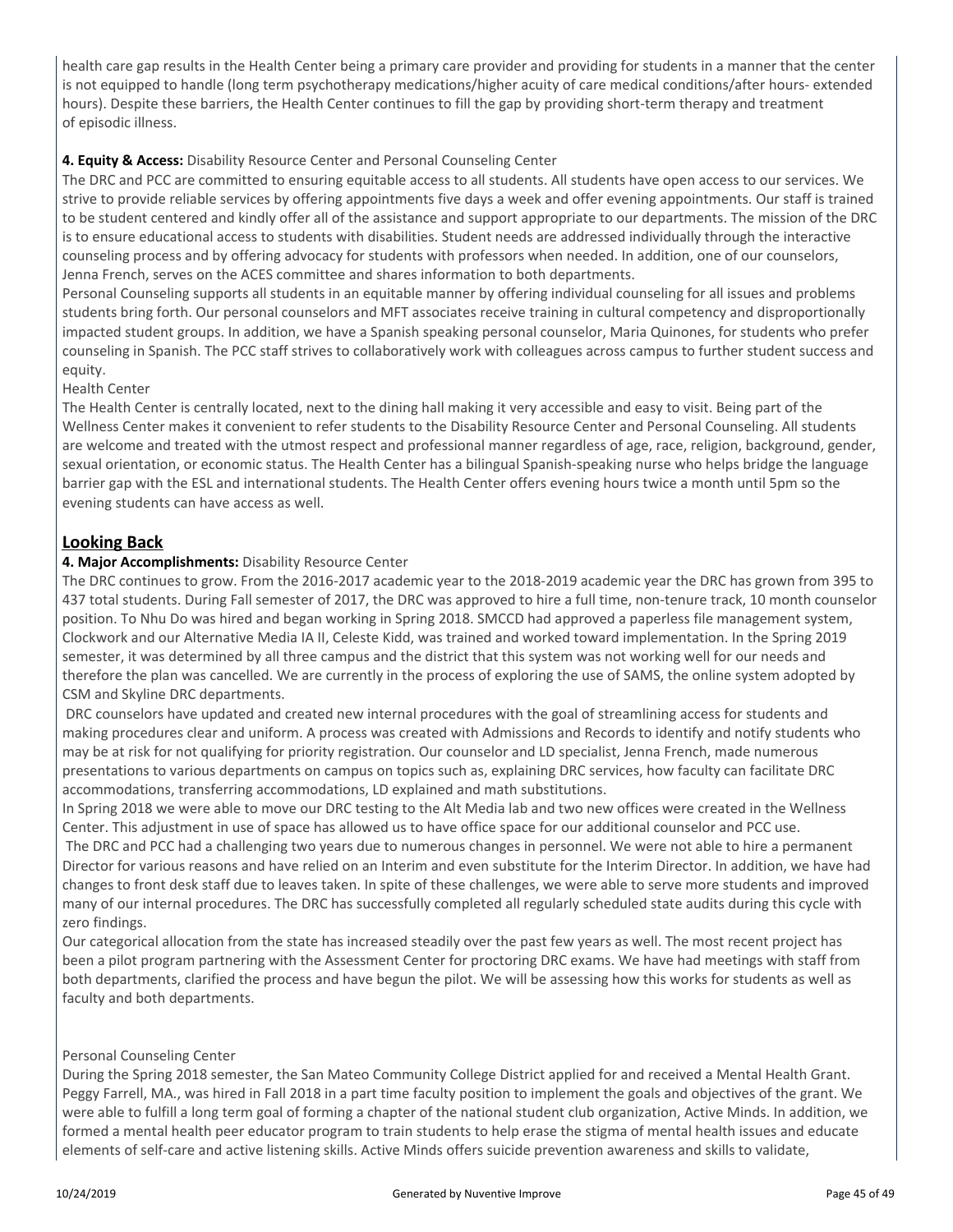health care gap results in the Health Center being a primary care provider and providing for students in a manner that the center is not equipped to handle (long term psychotherapy medications/higher acuity of care medical conditions/after hours- extended hours). Despite these barriers, the Health Center continues to fill the gap by providing short-term therapy and treatment of episodic illness.

**4. Equity & Access:** Disability Resource Center and Personal Counseling Center

The DRC and PCC are committed to ensuring equitable access to all students. All students have open access to our services. We strive to provide reliable services by offering appointments five days a week and offer evening appointments. Our staff is trained to be student centered and kindly offer all of the assistance and support appropriate to our departments. The mission of the DRC is to ensure educational access to students with disabilities. Student needs are addressed individually through the interactive counseling process and by offering advocacy for students with professors when needed. In addition, one of our counselors, Jenna French, serves on the ACES committee and shares information to both departments.

Personal Counseling supports all students in an equitable manner by offering individual counseling for all issues and problems students bring forth. Our personal counselors and MFT associates receive training in cultural competency and disproportionally impacted student groups. In addition, we have a Spanish speaking personal counselor, Maria Quinones, for students who prefer counseling in Spanish. The PCC staff strives to collaboratively work with colleagues across campus to further student success and equity.

Health Center

The Health Center is centrally located, next to the dining hall making it very accessible and easy to visit. Being part of the Wellness Center makes it convenient to refer students to the Disability Resource Center and Personal Counseling. All students are welcome and treated with the utmost respect and professional manner regardless of age, race, religion, background, gender, sexual orientation, or economic status. The Health Center has a bilingual Spanish-speaking nurse who helps bridge the language barrier gap with the ESL and international students. The Health Center offers evening hours twice a month until 5pm so the evening students can have access as well.

## Looking Back

**4. Major Accomplishments:** Disability Resource Center

The DRC continues to grow. From the 2016-2017 academic year to the 2018-2019 academic year the DRC has grown from 395 to 437 total students. During Fall semester of 2017, the DRC was approved to hire a full time, non-tenure track, 10 month counselor position. To Nhu Do was hired and began working in Spring 2018. SMCCD had approved a paperless file management system, Clockwork and our Alternative Media IA II, Celeste Kidd, was trained and worked toward implementation. In the Spring 2019 semester, it was determined by all three campus and the district that this system was not working well for our needs and therefore the plan was cancelled. We are currently in the process of exploring the use of SAMS, the online system adopted by CSM and Skyline DRC departments.

DRC counselors have updated and created new internal procedures with the goal of streamlining access for students and making procedures clear and uniform. A process was created with Admissions and Records to identify and notify students who may be at risk for not qualifying for priority registration. Our counselor and LD specialist, Jenna French, made numerous presentations to various departments on campus on topics such as, explaining DRC services, how faculty can facilitate DRC accommodations, transferring accommodations, LD explained and math substitutions.

In Spring 2018 we were able to move our DRC testing to the Alt Media lab and two new offices were created in the Wellness Center. This adjustment in use of space has allowed us to have office space for our additional counselor and PCC use.

The DRC and PCC had a challenging two years due to numerous changes in personnel. We were not able to hire a permanent Director for various reasons and have relied on an Interim and even substitute for the Interim Director. In addition, we have had changes to front desk staff due to leaves taken. In spite of these challenges, we were able to serve more students and improved many of our internal procedures. The DRC has successfully completed all regularly scheduled state audits during this cycle with zero findings.

Our categorical allocation from the state has increased steadily over the past few years as well. The most recent project has been a pilot program partnering with the Assessment Center for proctoring DRC exams. We have had meetings with staff from both departments, clarified the process and have begun the pilot. We will be assessing how this works for students as well as faculty and both departments.

Personal Counseling Center

During the Spring 2018 semester, the San Mateo Community College District applied for and received a Mental Health Grant. Peggy Farrell, MA., was hired in Fall 2018 in a part time faculty position to implement the goals and objectives of the grant. We were able to fulfill a long term goal of forming a chapter of the national student club organization, Active Minds. In addition, we formed a mental health peer educator program to train students to help erase the stigma of mental health issues and educate elements of self-care and active listening skills. Active Minds offers suicide prevention awareness and skills to validate,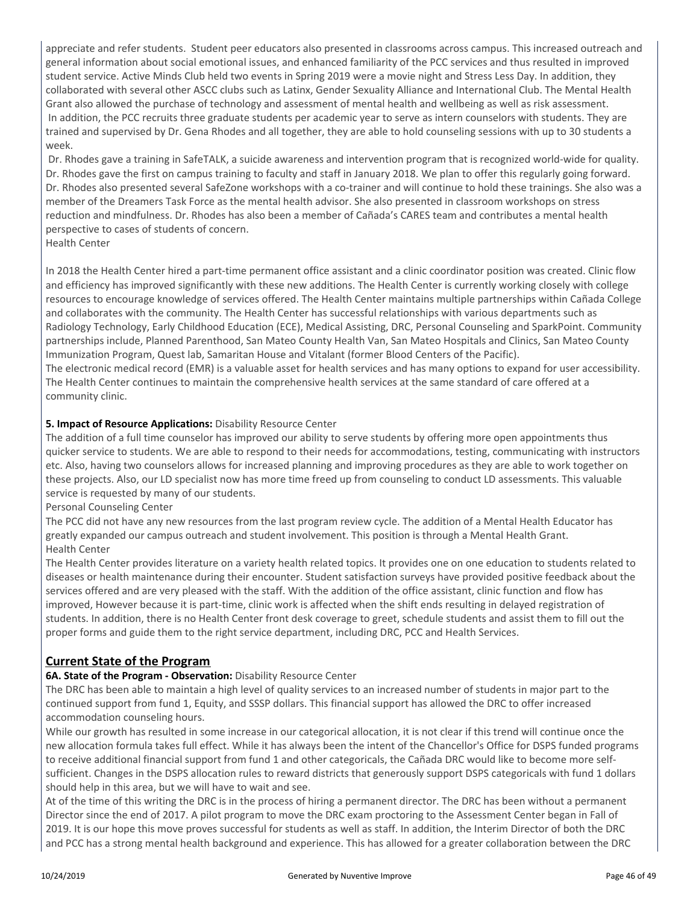appreciate and refer students. Student peer educators also presented in classrooms across campus. This increased outreach and general information about social emotional issues, and enhanced familiarity of the PCC services and thus resulted in improved student service. Active Minds Club held two events in Spring 2019 were a movie night and Stress Less Day. In addition, they collaborated with several other ASCC clubs such as Latinx, Gender Sexuality Alliance and International Club. The Mental Health Grant also allowed the purchase of technology and assessment of mental health and wellbeing as well as risk assessment.
In addition, the PCC recruits three graduate students per academic year to serve as intern counselors with students. They are trained and supervised by Dr. Gena Rhodes and all together, they are able to hold counseling sessions with up to 30 students a week.
Dr. Rhodes gave a training in SafeTALK, a suicide awareness and intervention program that is recognized world-wide for quality. Dr. Rhodes gave the first on campus training to faculty and staff in January 2018. We plan to offer this regularly going forward. Dr. Rhodes also presented several SafeZone workshops with a co-trainer and will continue to hold these trainings. She also was a member of the Dreamers Task Force as the mental health advisor. She also presented in classroom workshops on stress reduction and mindfulness. Dr. Rhodes has also been a member of Cañada's CARES team and contributes a mental health perspective to cases of students of concern.
Health Center

In 2018 the Health Center hired a part-time permanent office assistant and a clinic coordinator position was created. Clinic flow and efficiency has improved significantly with these new additions. The Health Center is currently working closely with college resources to encourage knowledge of services offered. The Health Center maintains multiple partnerships within Cañada College and collaborates with the community. The Health Center has successful relationships with various departments such as Radiology Technology, Early Childhood Education (ECE), Medical Assisting, DRC, Personal Counseling and SparkPoint. Community partnerships include, Planned Parenthood, San Mateo County Health Van, San Mateo Hospitals and Clinics, San Mateo County Immunization Program, Quest lab, Samaritan House and Vitalant (former Blood Centers of the Pacific).
The electronic medical record (EMR) is a valuable asset for health services and has many options to expand for user accessibility. The Health Center continues to maintain the comprehensive health services at the same standard of care offered at a community clinic.

**5. Impact of Resource Applications:** Disability Resource Center
The addition of a full time counselor has improved our ability to serve students by offering more open appointments thus quicker service to students. We are able to respond to their needs for accommodations, testing, communicating with instructors etc. Also, having two counselors allows for increased planning and improving procedures as they are able to work together on these projects. Also, our LD specialist now has more time freed up from counseling to conduct LD assessments. This valuable service is requested by many of our students.
Personal Counseling Center
The PCC did not have any new resources from the last program review cycle. The addition of a Mental Health Educator has greatly expanded our campus outreach and student involvement. This position is through a Mental Health Grant.
Health Center
The Health Center provides literature on a variety health related topics. It provides one on one education to students related to diseases or health maintenance during their encounter. Student satisfaction surveys have provided positive feedback about the services offered and are very pleased with the staff. With the addition of the office assistant, clinic function and flow has improved, However because it is part-time, clinic work is affected when the shift ends resulting in delayed registration of students. In addition, there is no Health Center front desk coverage to greet, schedule students and assist them to fill out the proper forms and guide them to the right service department, including DRC, PCC and Health Services.

## Current State of the Program

**6A. State of the Program - Observation:** Disability Resource Center
The DRC has been able to maintain a high level of quality services to an increased number of students in major part to the continued support from fund 1, Equity, and SSSP dollars. This financial support has allowed the DRC to offer increased accommodation counseling hours.
While our growth has resulted in some increase in our categorical allocation, it is not clear if this trend will continue once the new allocation formula takes full effect. While it has always been the intent of the Chancellor's Office for DSPS funded programs to receive additional financial support from fund 1 and other categoricals, the Cañada DRC would like to become more self-sufficient. Changes in the DSPS allocation rules to reward districts that generously support DSPS categoricals with fund 1 dollars should help in this area, but we will have to wait and see.
At of the time of this writing the DRC is in the process of hiring a permanent director. The DRC has been without a permanent Director since the end of 2017. A pilot program to move the DRC exam proctoring to the Assessment Center began in Fall of 2019. It is our hope this move proves successful for students as well as staff. In addition, the Interim Director of both the DRC and PCC has a strong mental health background and experience. This has allowed for a greater collaboration between the DRC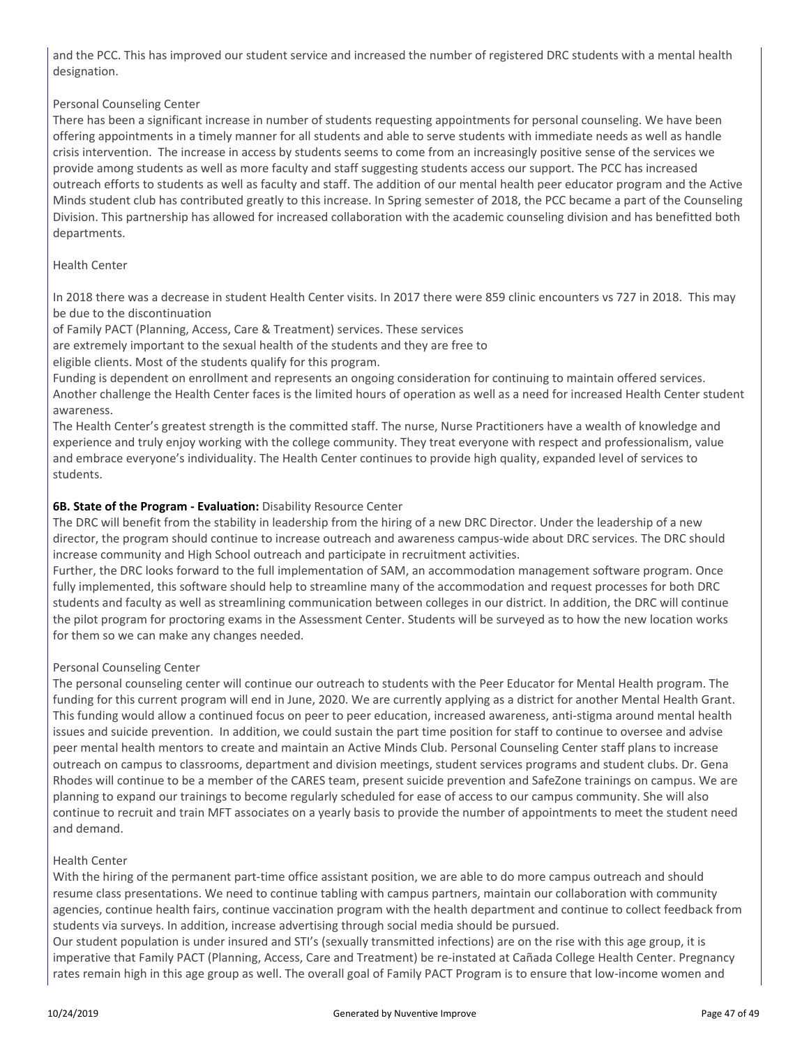and the PCC. This has improved our student service and increased the number of registered DRC students with a mental health designation.

Personal Counseling Center

There has been a significant increase in number of students requesting appointments for personal counseling. We have been offering appointments in a timely manner for all students and able to serve students with immediate needs as well as handle crisis intervention. The increase in access by students seems to come from an increasingly positive sense of the services we provide among students as well as more faculty and staff suggesting students access our support. The PCC has increased outreach efforts to students as well as faculty and staff. The addition of our mental health peer educator program and the Active Minds student club has contributed greatly to this increase. In Spring semester of 2018, the PCC became a part of the Counseling Division. This partnership has allowed for increased collaboration with the academic counseling division and has benefitted both departments.

Health Center

In 2018 there was a decrease in student Health Center visits. In 2017 there were 859 clinic encounters vs 727 in 2018. This may be due to the discontinuation
of Family PACT (Planning, Access, Care & Treatment) services. These services
are extremely important to the sexual health of the students and they are free to
eligible clients. Most of the students qualify for this program.
Funding is dependent on enrollment and represents an ongoing consideration for continuing to maintain offered services.
Another challenge the Health Center faces is the limited hours of operation as well as a need for increased Health Center student awareness.
The Health Center's greatest strength is the committed staff. The nurse, Nurse Practitioners have a wealth of knowledge and experience and truly enjoy working with the college community. They treat everyone with respect and professionalism, value and embrace everyone's individuality. The Health Center continues to provide high quality, expanded level of services to students.

**6B. State of the Program - Evaluation:** Disability Resource Center

The DRC will benefit from the stability in leadership from the hiring of a new DRC Director. Under the leadership of a new director, the program should continue to increase outreach and awareness campus-wide about DRC services. The DRC should increase community and High School outreach and participate in recruitment activities.
Further, the DRC looks forward to the full implementation of SAM, an accommodation management software program. Once fully implemented, this software should help to streamline many of the accommodation and request processes for both DRC students and faculty as well as streamlining communication between colleges in our district. In addition, the DRC will continue the pilot program for proctoring exams in the Assessment Center. Students will be surveyed as to how the new location works for them so we can make any changes needed.

Personal Counseling Center

The personal counseling center will continue our outreach to students with the Peer Educator for Mental Health program. The funding for this current program will end in June, 2020. We are currently applying as a district for another Mental Health Grant. This funding would allow a continued focus on peer to peer education, increased awareness, anti-stigma around mental health issues and suicide prevention. In addition, we could sustain the part time position for staff to continue to oversee and advise peer mental health mentors to create and maintain an Active Minds Club. Personal Counseling Center staff plans to increase outreach on campus to classrooms, department and division meetings, student services programs and student clubs. Dr. Gena Rhodes will continue to be a member of the CARES team, present suicide prevention and SafeZone trainings on campus. We are planning to expand our trainings to become regularly scheduled for ease of access to our campus community. She will also continue to recruit and train MFT associates on a yearly basis to provide the number of appointments to meet the student need and demand.

Health Center

With the hiring of the permanent part-time office assistant position, we are able to do more campus outreach and should resume class presentations. We need to continue tabling with campus partners, maintain our collaboration with community agencies, continue health fairs, continue vaccination program with the health department and continue to collect feedback from students via surveys. In addition, increase advertising through social media should be pursued.
Our student population is under insured and STI's (sexually transmitted infections) are on the rise with this age group, it is imperative that Family PACT (Planning, Access, Care and Treatment) be re-instated at Cañada College Health Center. Pregnancy rates remain high in this age group as well. The overall goal of Family PACT Program is to ensure that low-income women and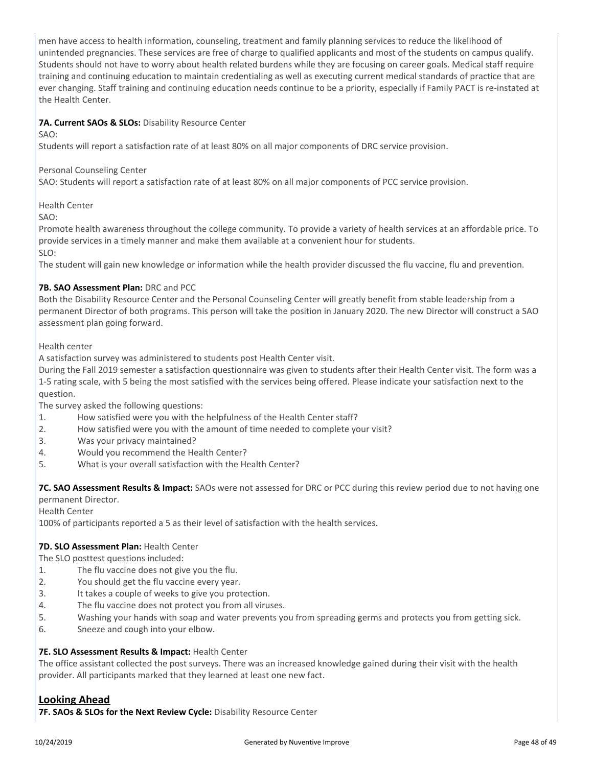men have access to health information, counseling, treatment and family planning services to reduce the likelihood of unintended pregnancies. These services are free of charge to qualified applicants and most of the students on campus qualify. Students should not have to worry about health related burdens while they are focusing on career goals. Medical staff require training and continuing education to maintain credentialing as well as executing current medical standards of practice that are ever changing. Staff training and continuing education needs continue to be a priority, especially if Family PACT is re-instated at the Health Center.

**7A. Current SAOs & SLOs:** Disability Resource Center

SAO:

Students will report a satisfaction rate of at least 80% on all major components of DRC service provision.

Personal Counseling Center

SAO: Students will report a satisfaction rate of at least 80% on all major components of PCC service provision.

Health Center

SAO:

Promote health awareness throughout the college community. To provide a variety of health services at an affordable price. To provide services in a timely manner and make them available at a convenient hour for students.

SLO:

The student will gain new knowledge or information while the health provider discussed the flu vaccine, flu and prevention.

**7B. SAO Assessment Plan:** DRC and PCC

Both the Disability Resource Center and the Personal Counseling Center will greatly benefit from stable leadership from a permanent Director of both programs. This person will take the position in January 2020. The new Director will construct a SAO assessment plan going forward.

Health center

A satisfaction survey was administered to students post Health Center visit.

During the Fall 2019 semester a satisfaction questionnaire was given to students after their Health Center visit. The form was a 1-5 rating scale, with 5 being the most satisfied with the services being offered. Please indicate your satisfaction next to the question.

The survey asked the following questions:

1. How satisfied were you with the helpfulness of the Health Center staff?
2. How satisfied were you with the amount of time needed to complete your visit?
3. Was your privacy maintained?
4. Would you recommend the Health Center?
5. What is your overall satisfaction with the Health Center?

**7C. SAO Assessment Results & Impact:** SAOs were not assessed for DRC or PCC during this review period due to not having one permanent Director.

Health Center

100% of participants reported a 5 as their level of satisfaction with the health services.

**7D. SLO Assessment Plan:** Health Center

The SLO posttest questions included:

1. The flu vaccine does not give you the flu.
2. You should get the flu vaccine every year.
3. It takes a couple of weeks to give you protection.
4. The flu vaccine does not protect you from all viruses.
5. Washing your hands with soap and water prevents you from spreading germs and protects you from getting sick.
6. Sneeze and cough into your elbow.

**7E. SLO Assessment Results & Impact:** Health Center

The office assistant collected the post surveys. There was an increased knowledge gained during their visit with the health provider. All participants marked that they learned at least one new fact.

## Looking Ahead

**7F. SAOs & SLOs for the Next Review Cycle:** Disability Resource Center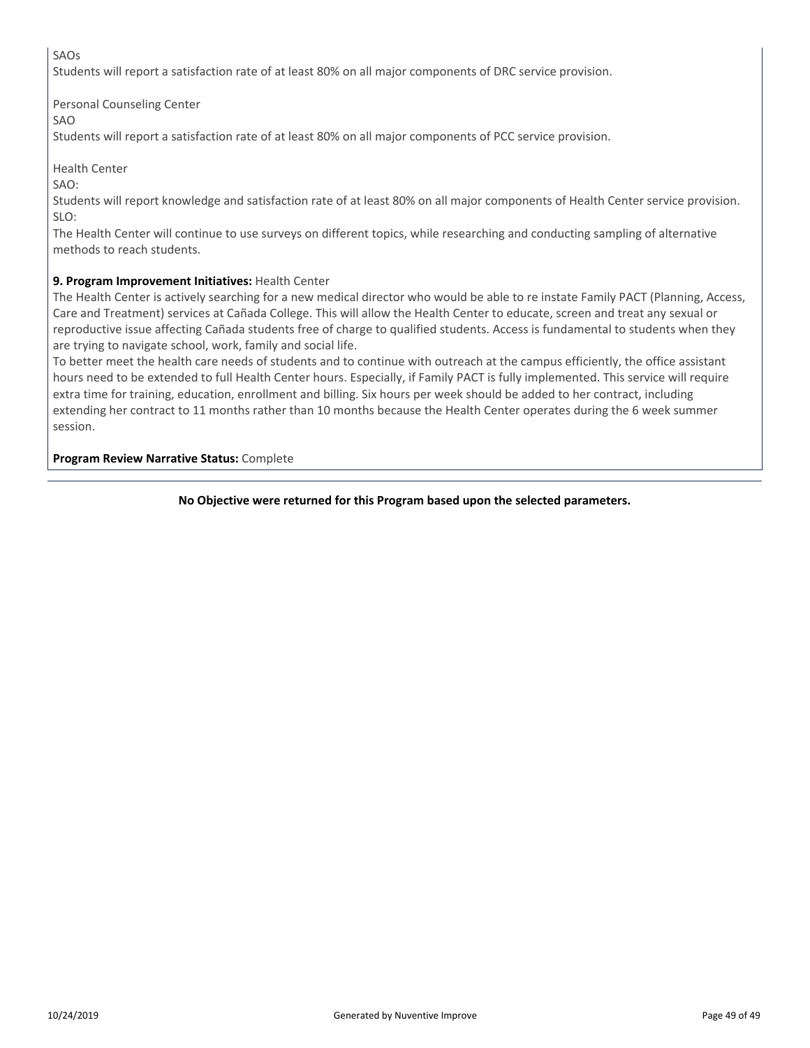SAOs
Students will report a satisfaction rate of at least 80% on all major components of DRC service provision.

Personal Counseling Center
SAO
Students will report a satisfaction rate of at least 80% on all major components of PCC service provision.

Health Center
SAO:
Students will report knowledge and satisfaction rate of at least 80% on all major components of Health Center service provision.
SLO:
The Health Center will continue to use surveys on different topics, while researching and conducting sampling of alternative methods to reach students.

**9. Program Improvement Initiatives:** Health Center
The Health Center is actively searching for a new medical director who would be able to re instate Family PACT (Planning, Access, Care and Treatment) services at Cañada College. This will allow the Health Center to educate, screen and treat any sexual or reproductive issue affecting Cañada students free of charge to qualified students. Access is fundamental to students when they are trying to navigate school, work, family and social life.
To better meet the health care needs of students and to continue with outreach at the campus efficiently, the office assistant hours need to be extended to full Health Center hours. Especially, if Family PACT is fully implemented. This service will require extra time for training, education, enrollment and billing. Six hours per week should be added to her contract, including extending her contract to 11 months rather than 10 months because the Health Center operates during the 6 week summer session.

**Program Review Narrative Status:** Complete

**No Objective were returned for this Program based upon the selected parameters.**